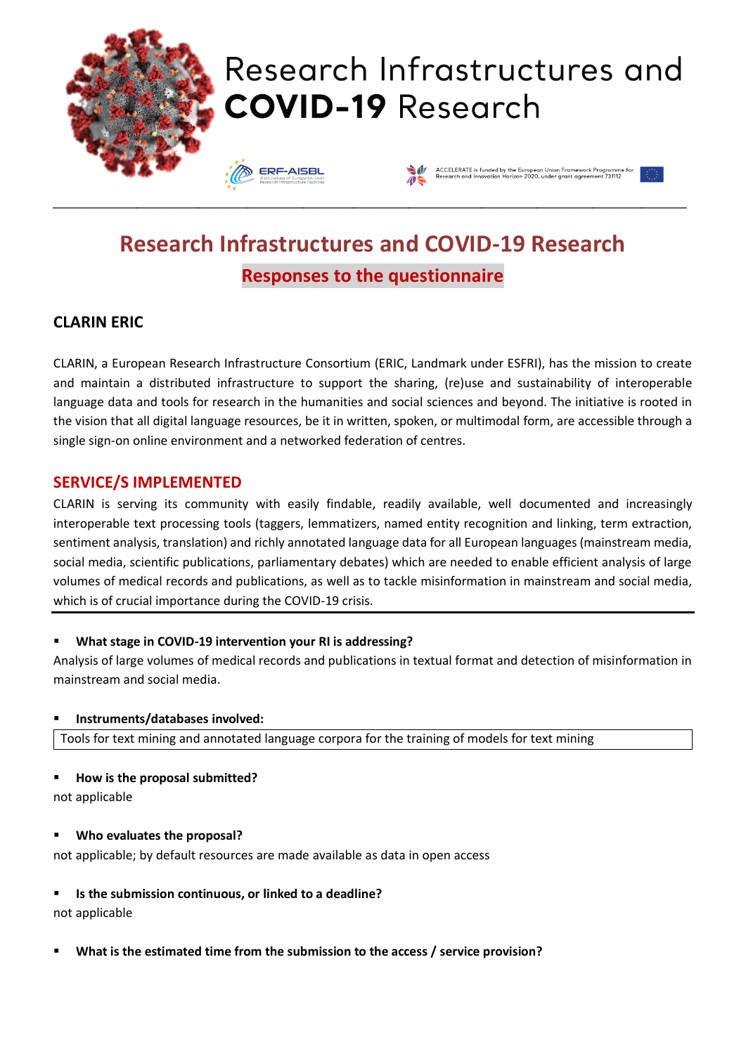# Research Infrastructures and COVID-19 Research

ERF-AISBL Association of European-level Research Infrastructure Facilities

ACCELERATE is funded by the European Union Framework Programme for Research and Innovation Horizon 2020, under grant agreement 731112

## Research Infrastructures and COVID-19 Research

### Responses to the questionnaire

### CLARIN ERIC

CLARIN, a European Research Infrastructure Consortium (ERIC, Landmark under ESFRI), has the mission to create and maintain a distributed infrastructure to support the sharing, (re)use and sustainability of interoperable language data and tools for research in the humanities and social sciences and beyond. The initiative is rooted in the vision that all digital language resources, be it in written, spoken, or multimodal form, are accessible through a single sign-on online environment and a networked federation of centres.

### SERVICE/S IMPLEMENTED

CLARIN is serving its community with easily findable, readily available, well documented and increasingly interoperable text processing tools (taggers, lemmatizers, named entity recognition and linking, term extraction, sentiment analysis, translation) and richly annotated language data for all European languages (mainstream media, social media, scientific publications, parliamentary debates) which are needed to enable efficient analysis of large volumes of medical records and publications, as well as to tackle misinformation in mainstream and social media, which is of crucial importance during the COVID-19 crisis.

- **What stage in COVID-19 intervention your RI is addressing?**

Analysis of large volumes of medical records and publications in textual format and detection of misinformation in mainstream and social media.

- **Instruments/databases involved:**

Tools for text mining and annotated language corpora for the training of models for text mining

- **How is the proposal submitted?**

not applicable

- **Who evaluates the proposal?**

not applicable; by default resources are made available as data in open access

- **Is the submission continuous, or linked to a deadline?**

not applicable

- **What is the estimated time from the submission to the access / service provision?**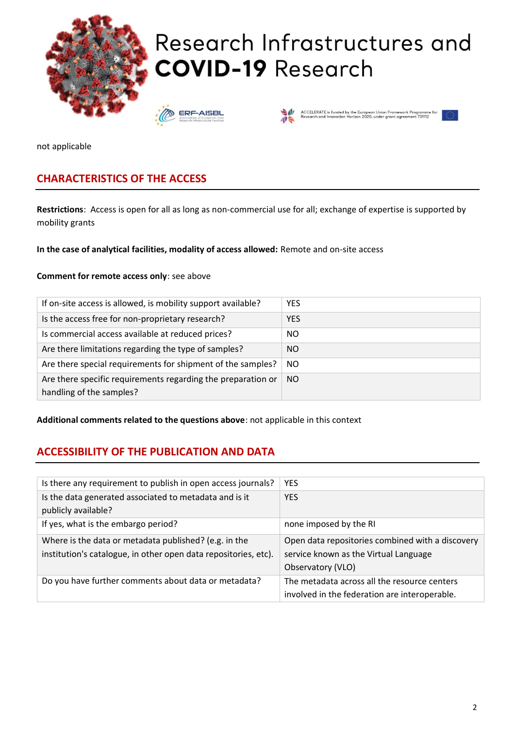not applicable

## CHARACTERISTICS OF THE ACCESS

**Restrictions**: Access is open for all as long as non-commercial use for all; exchange of expertise is supported by mobility grants

**In the case of analytical facilities, modality of access allowed:** Remote and on-site access

**Comment for remote access only**: see above

| | |
|---|---|
| If on-site access is allowed, is mobility support available? | YES |
| Is the access free for non-proprietary research? | YES |
| Is commercial access available at reduced prices? | NO |
| Are there limitations regarding the type of samples? | NO |
| Are there special requirements for shipment of the samples? | NO |
| Are there specific requirements regarding the preparation or handling of the samples? | NO |

**Additional comments related to the questions above**: not applicable in this context

## ACCESSIBILITY OF THE PUBLICATION AND DATA

| | |
|---|---|
| Is there any requirement to publish in open access journals? | YES |
| Is the data generated associated to metadata and is it publicly available? | YES |
| If yes, what is the embargo period? | none imposed by the RI |
| Where is the data or metadata published? (e.g. in the institution's catalogue, in other open data repositories, etc). | Open data repositories combined with a discovery service known as the Virtual Language Observatory (VLO) |
| Do you have further comments about data or metadata? | The metadata across all the resource centers involved in the federation are interoperable. |